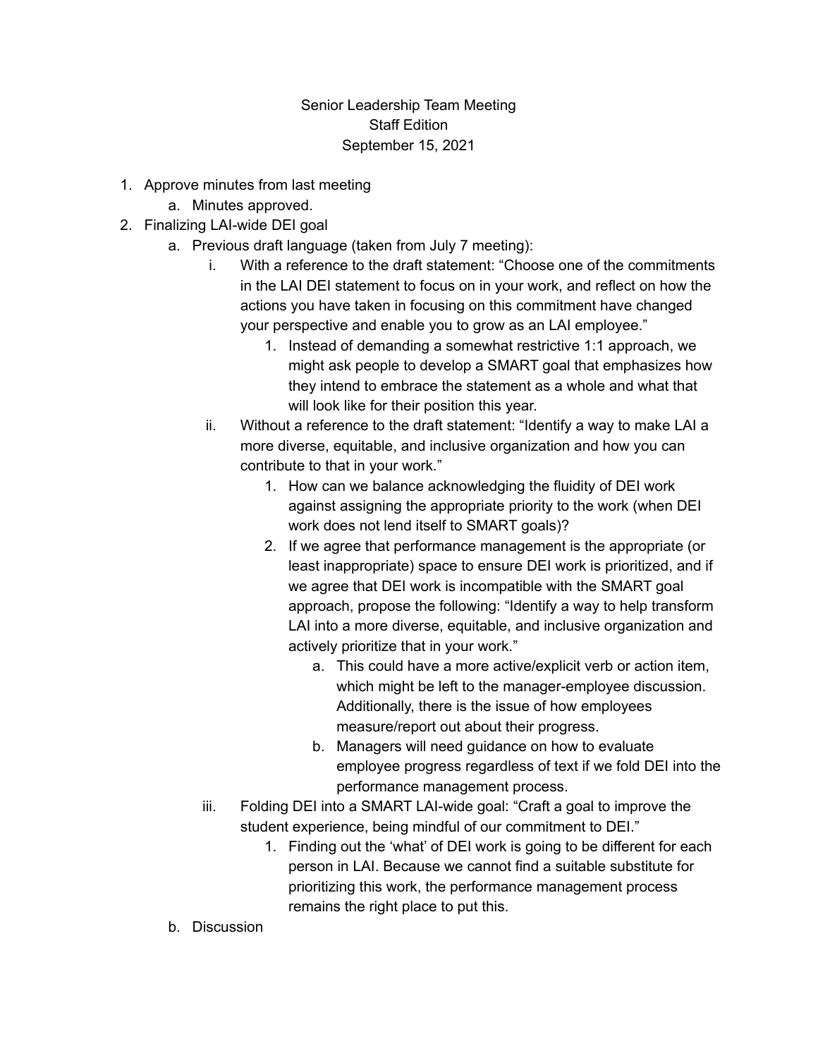Senior Leadership Team Meeting
Staff Edition
September 15, 2021

1. Approve minutes from last meeting
    a. Minutes approved.
2. Finalizing LAI-wide DEI goal
    a. Previous draft language (taken from July 7 meeting):
        i. With a reference to the draft statement: “Choose one of the commitments in the LAI DEI statement to focus on in your work, and reflect on how the actions you have taken in focusing on this commitment have changed your perspective and enable you to grow as an LAI employee.”
            1. Instead of demanding a somewhat restrictive 1:1 approach, we might ask people to develop a SMART goal that emphasizes how they intend to embrace the statement as a whole and what that will look like for their position this year.
        ii. Without a reference to the draft statement: “Identify a way to make LAI a more diverse, equitable, and inclusive organization and how you can contribute to that in your work.”
            1. How can we balance acknowledging the fluidity of DEI work against assigning the appropriate priority to the work (when DEI work does not lend itself to SMART goals)?
            2. If we agree that performance management is the appropriate (or least inappropriate) space to ensure DEI work is prioritized, and if we agree that DEI work is incompatible with the SMART goal approach, propose the following: “Identify a way to help transform LAI into a more diverse, equitable, and inclusive organization and actively prioritize that in your work.”
                a. This could have a more active/explicit verb or action item, which might be left to the manager-employee discussion. Additionally, there is the issue of how employees measure/report out about their progress.
                b. Managers will need guidance on how to evaluate employee progress regardless of text if we fold DEI into the performance management process.
        iii. Folding DEI into a SMART LAI-wide goal: “Craft a goal to improve the student experience, being mindful of our commitment to DEI.”
            1. Finding out the ‘what’ of DEI work is going to be different for each person in LAI. Because we cannot find a suitable substitute for prioritizing this work, the performance management process remains the right place to put this.
    b. Discussion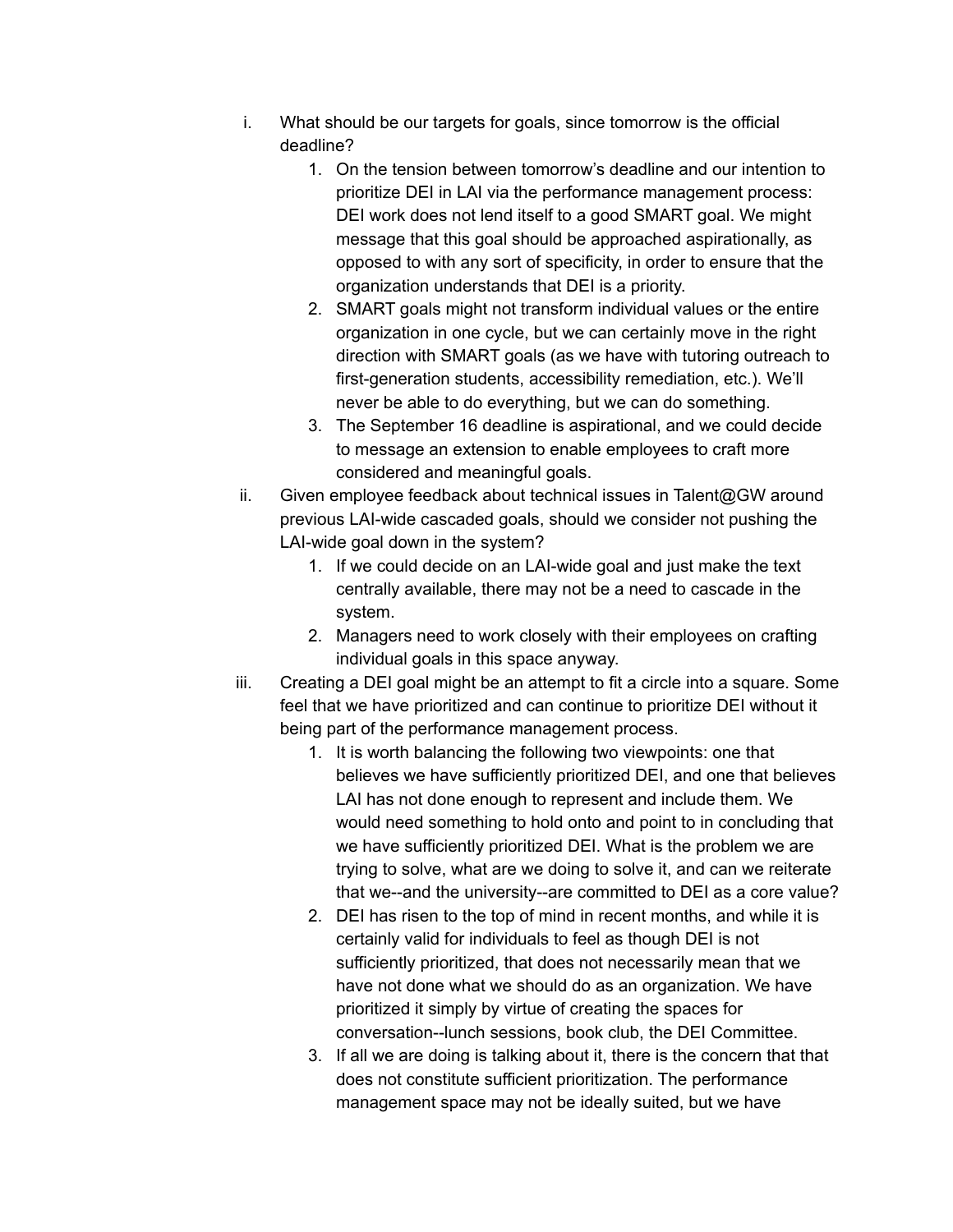i. What should be our targets for goals, since tomorrow is the official deadline?
    1. On the tension between tomorrow's deadline and our intention to prioritize DEI in LAI via the performance management process: DEI work does not lend itself to a good SMART goal. We might message that this goal should be approached aspirationally, as opposed to with any sort of specificity, in order to ensure that the organization understands that DEI is a priority.
    2. SMART goals might not transform individual values or the entire organization in one cycle, but we can certainly move in the right direction with SMART goals (as we have with tutoring outreach to first-generation students, accessibility remediation, etc.). We'll never be able to do everything, but we can do something.
    3. The September 16 deadline is aspirational, and we could decide to message an extension to enable employees to craft more considered and meaningful goals.

ii. Given employee feedback about technical issues in Talent@GW around previous LAI-wide cascaded goals, should we consider not pushing the LAI-wide goal down in the system?
    1. If we could decide on an LAI-wide goal and just make the text centrally available, there may not be a need to cascade in the system.
    2. Managers need to work closely with their employees on crafting individual goals in this space anyway.

iii. Creating a DEI goal might be an attempt to fit a circle into a square. Some feel that we have prioritized and can continue to prioritize DEI without it being part of the performance management process.
    1. It is worth balancing the following two viewpoints: one that believes we have sufficiently prioritized DEI, and one that believes LAI has not done enough to represent and include them. We would need something to hold onto and point to in concluding that we have sufficiently prioritized DEI. What is the problem we are trying to solve, what are we doing to solve it, and can we reiterate that we--and the university--are committed to DEI as a core value?
    2. DEI has risen to the top of mind in recent months, and while it is certainly valid for individuals to feel as though DEI is not sufficiently prioritized, that does not necessarily mean that we have not done what we should do as an organization. We have prioritized it simply by virtue of creating the spaces for conversation--lunch sessions, book club, the DEI Committee.
    3. If all we are doing is talking about it, there is the concern that that does not constitute sufficient prioritization. The performance management space may not be ideally suited, but we have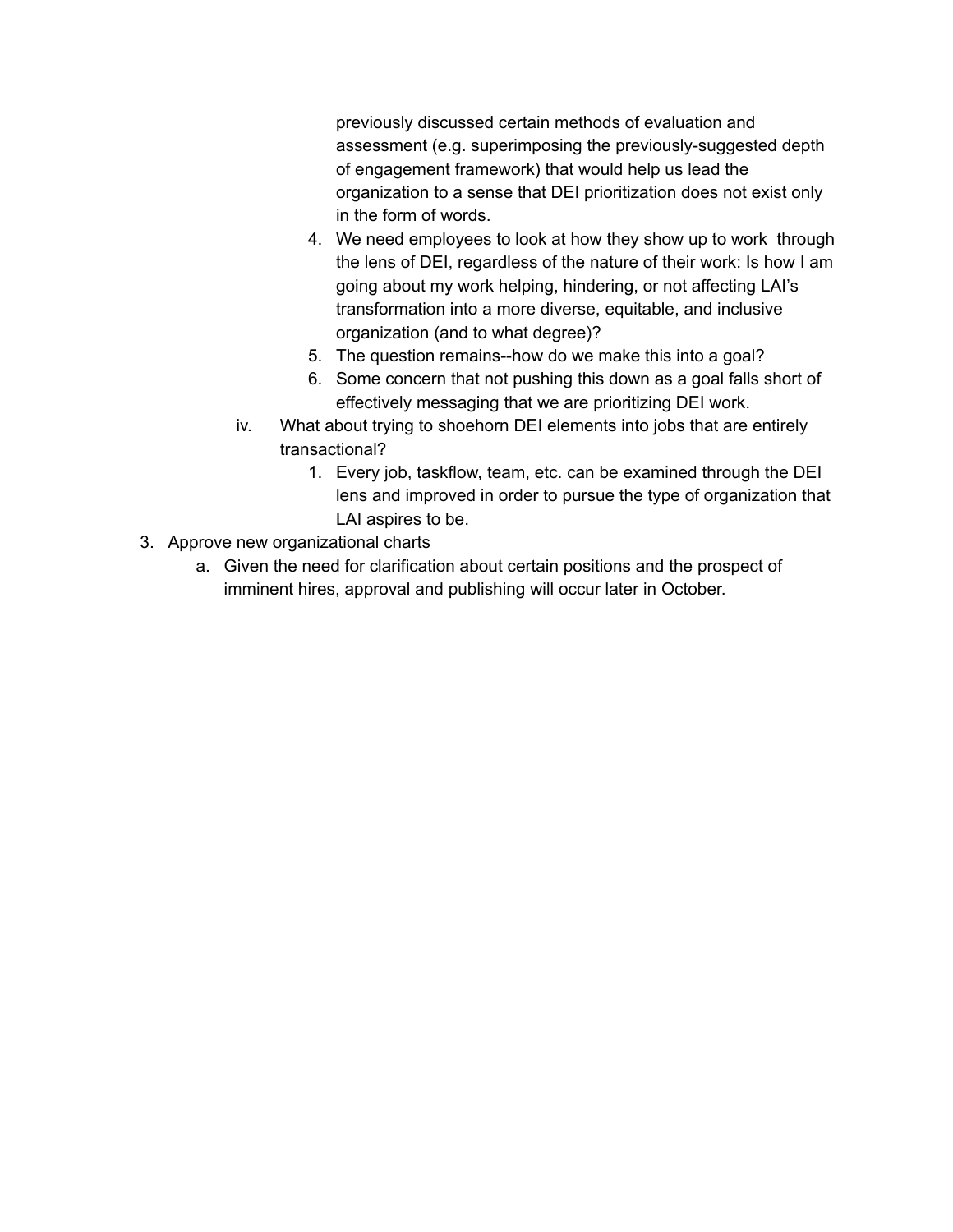previously discussed certain methods of evaluation and assessment (e.g. superimposing the previously-suggested depth of engagement framework) that would help us lead the organization to a sense that DEI prioritization does not exist only in the form of words.

    4. We need employees to look at how they show up to work through the lens of DEI, regardless of the nature of their work: Is how I am going about my work helping, hindering, or not affecting LAI's transformation into a more diverse, equitable, and inclusive organization (and to what degree)?
    5. The question remains--how do we make this into a goal?
    6. Some concern that not pushing this down as a goal falls short of effectively messaging that we are prioritizing DEI work.

  iv. What about trying to shoehorn DEI elements into jobs that are entirely transactional?

    1. Every job, taskflow, team, etc. can be examined through the DEI lens and improved in order to pursue the type of organization that LAI aspires to be.

3. Approve new organizational charts
    a. Given the need for clarification about certain positions and the prospect of imminent hires, approval and publishing will occur later in October.